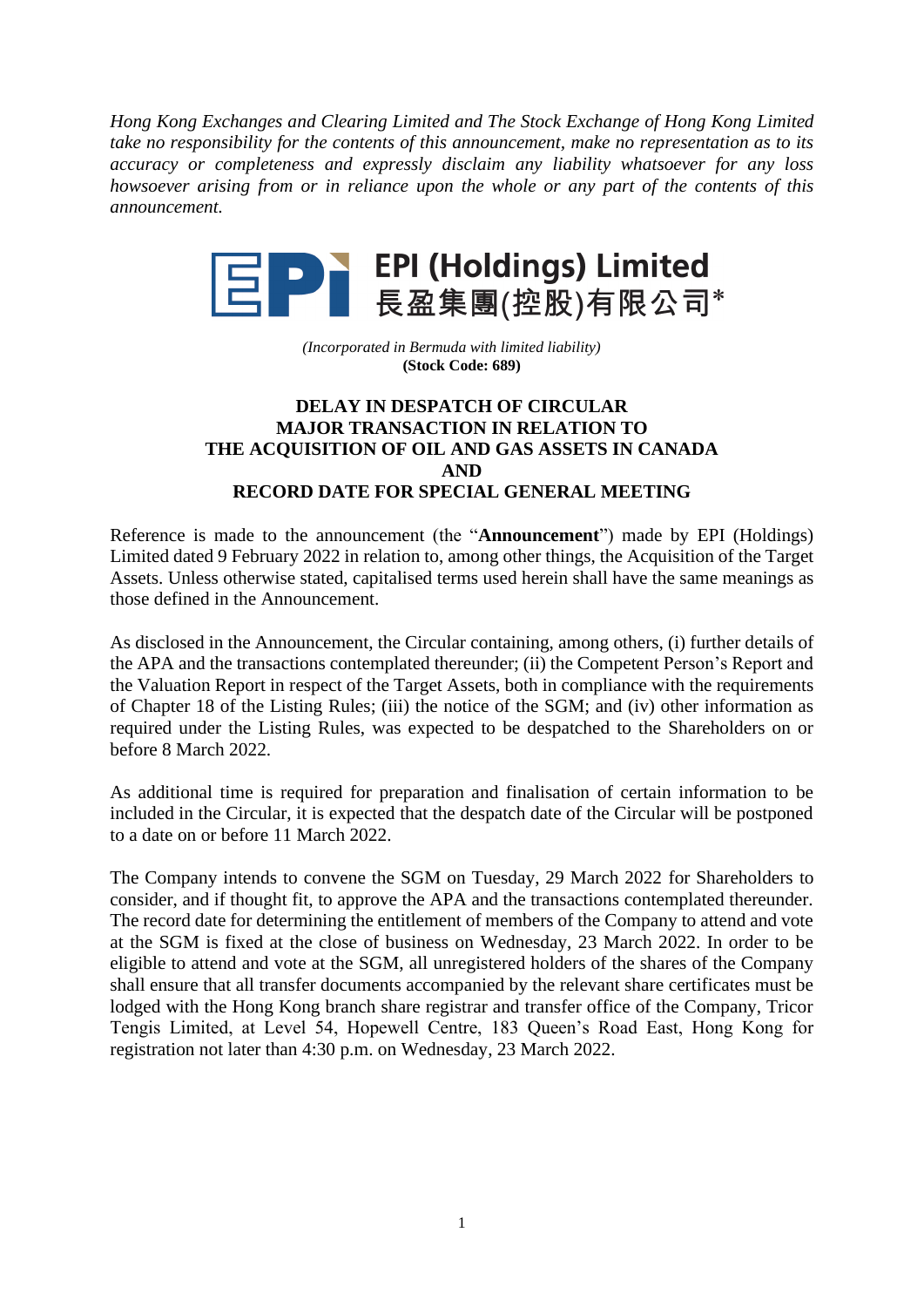*Hong Kong Exchanges and Clearing Limited and The Stock Exchange of Hong Kong Limited take no responsibility for the contents of this announcement, make no representation as to its accuracy or completeness and expressly disclaim any liability whatsoever for any loss howsoever arising from or in reliance upon the whole or any part of the contents of this announcement.*

**EPI (Holdings) Limited**
**長盈集團(控股)有限公司***

*(Incorporated in Bermuda with limited liability)*
**(Stock Code: 689)**

# DELAY IN DESPATCH OF CIRCULAR MAJOR TRANSACTION IN RELATION TO THE ACQUISITION OF OIL AND GAS ASSETS IN CANADA AND RECORD DATE FOR SPECIAL GENERAL MEETING

Reference is made to the announcement (the "**Announcement**") made by EPI (Holdings) Limited dated 9 February 2022 in relation to, among other things, the Acquisition of the Target Assets. Unless otherwise stated, capitalised terms used herein shall have the same meanings as those defined in the Announcement.

As disclosed in the Announcement, the Circular containing, among others, (i) further details of the APA and the transactions contemplated thereunder; (ii) the Competent Person's Report and the Valuation Report in respect of the Target Assets, both in compliance with the requirements of Chapter 18 of the Listing Rules; (iii) the notice of the SGM; and (iv) other information as required under the Listing Rules, was expected to be despatched to the Shareholders on or before 8 March 2022.

As additional time is required for preparation and finalisation of certain information to be included in the Circular, it is expected that the despatch date of the Circular will be postponed to a date on or before 11 March 2022.

The Company intends to convene the SGM on Tuesday, 29 March 2022 for Shareholders to consider, and if thought fit, to approve the APA and the transactions contemplated thereunder. The record date for determining the entitlement of members of the Company to attend and vote at the SGM is fixed at the close of business on Wednesday, 23 March 2022. In order to be eligible to attend and vote at the SGM, all unregistered holders of the shares of the Company shall ensure that all transfer documents accompanied by the relevant share certificates must be lodged with the Hong Kong branch share registrar and transfer office of the Company, Tricor Tengis Limited, at Level 54, Hopewell Centre, 183 Queen's Road East, Hong Kong for registration not later than 4:30 p.m. on Wednesday, 23 March 2022.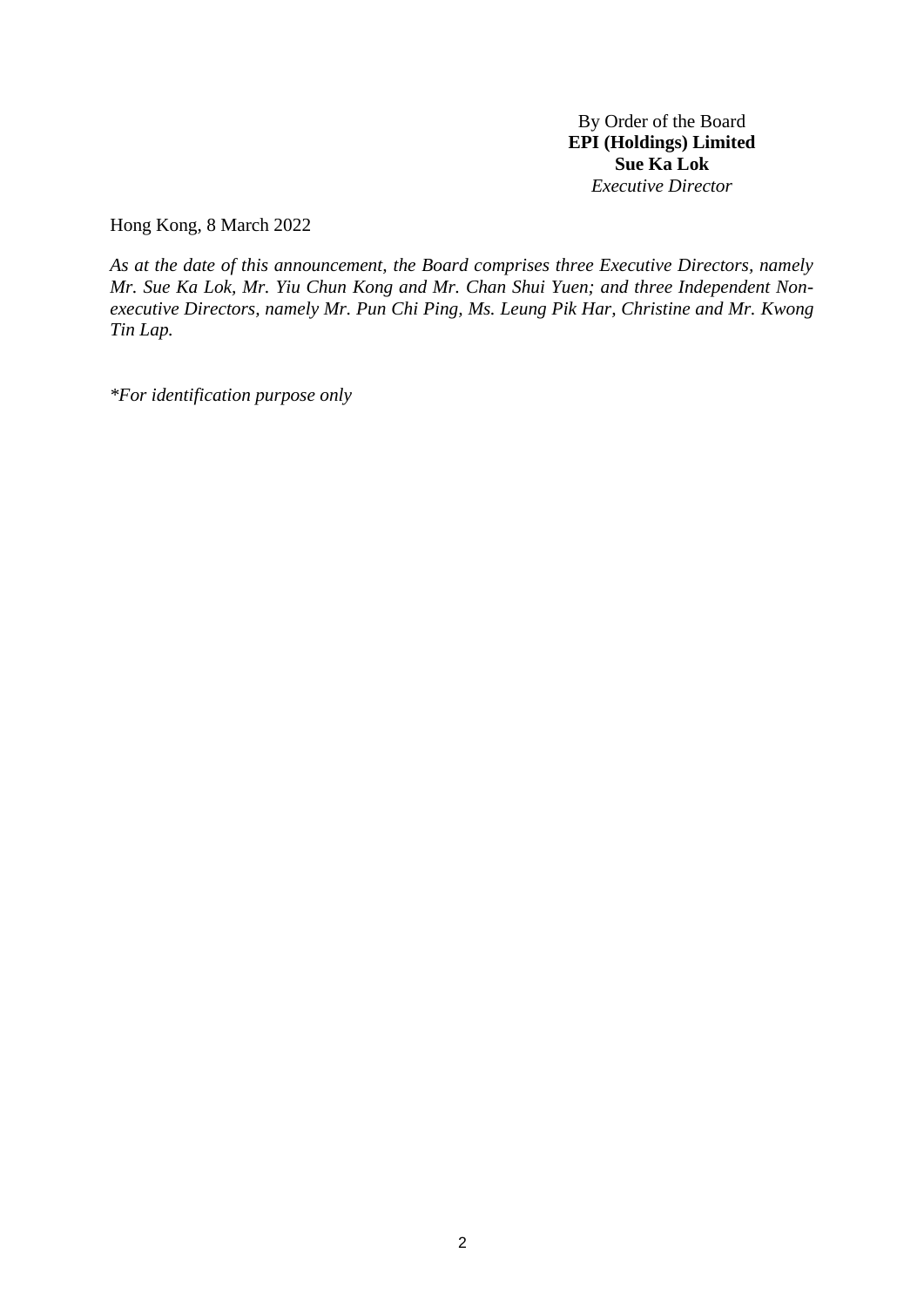By Order of the Board  
**EPI (Holdings) Limited**  
**Sue Ka Lok**  
*Executive Director*

Hong Kong, 8 March 2022

*As at the date of this announcement, the Board comprises three Executive Directors, namely Mr. Sue Ka Lok, Mr. Yiu Chun Kong and Mr. Chan Shui Yuen; and three Independent Non-executive Directors, namely Mr. Pun Chi Ping, Ms. Leung Pik Har, Christine and Mr. Kwong Tin Lap.*

*For identification purpose only